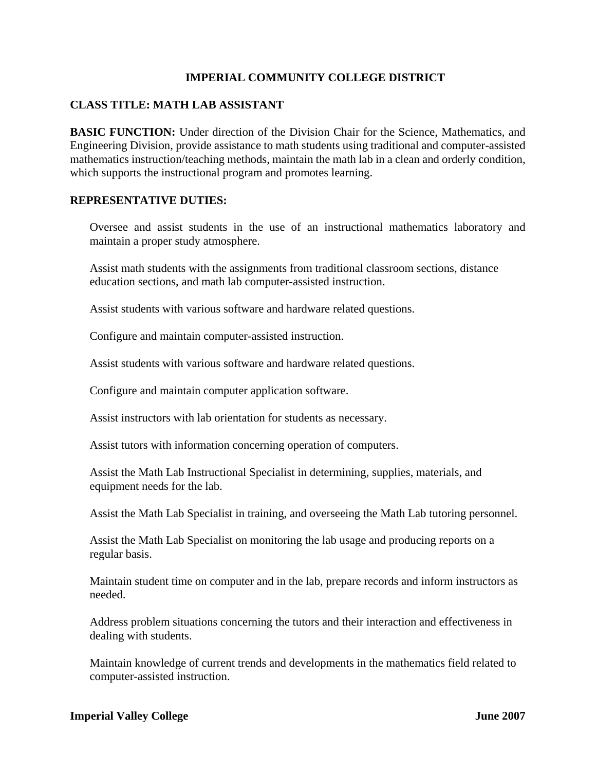# IMPERIAL COMMUNITY COLLEGE DISTRICT

## CLASS TITLE: MATH LAB ASSISTANT

**BASIC FUNCTION:** Under direction of the Division Chair for the Science, Mathematics, and Engineering Division, provide assistance to math students using traditional and computer-assisted mathematics instruction/teaching methods, maintain the math lab in a clean and orderly condition, which supports the instructional program and promotes learning.

**REPRESENTATIVE DUTIES:**

Oversee and assist students in the use of an instructional mathematics laboratory and maintain a proper study atmosphere.

Assist math students with the assignments from traditional classroom sections, distance education sections, and math lab computer-assisted instruction.

Assist students with various software and hardware related questions.

Configure and maintain computer-assisted instruction.

Assist students with various software and hardware related questions.

Configure and maintain computer application software.

Assist instructors with lab orientation for students as necessary.

Assist tutors with information concerning operation of computers.

Assist the Math Lab Instructional Specialist in determining, supplies, materials, and equipment needs for the lab.

Assist the Math Lab Specialist in training, and overseeing the Math Lab tutoring personnel.

Assist the Math Lab Specialist on monitoring the lab usage and producing reports on a regular basis.

Maintain student time on computer and in the lab, prepare records and inform instructors as needed.

Address problem situations concerning the tutors and their interaction and effectiveness in dealing with students.

Maintain knowledge of current trends and developments in the mathematics field related to computer-assisted instruction.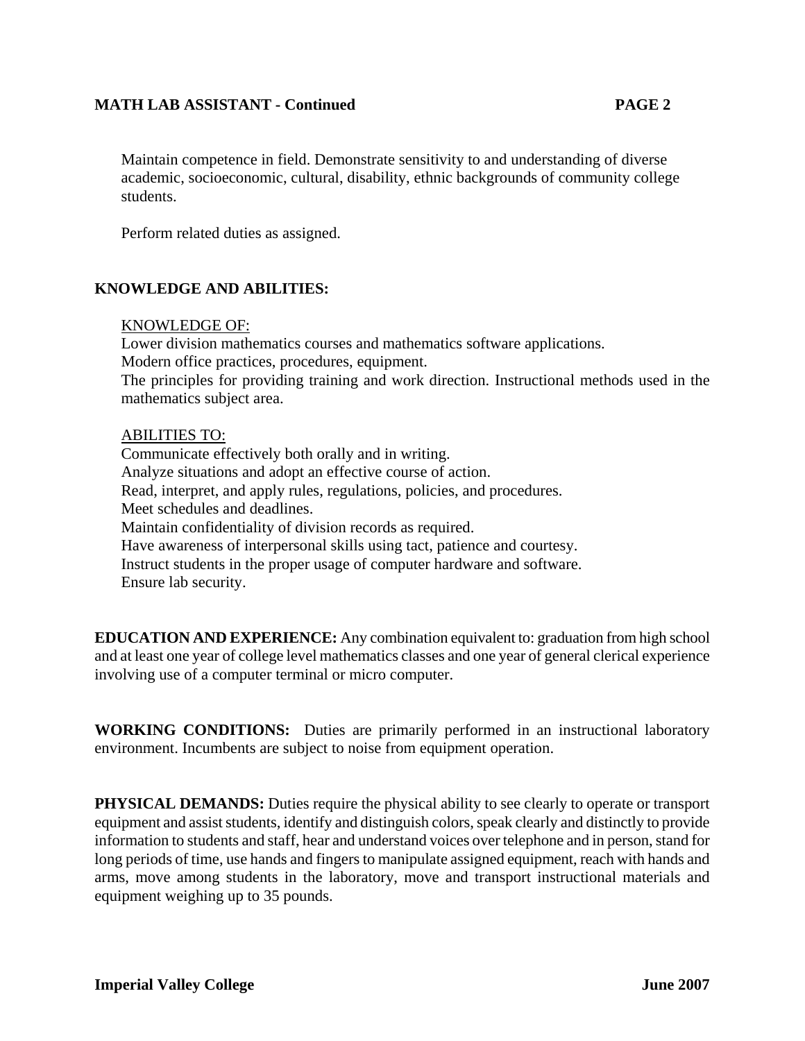Maintain competence in field. Demonstrate sensitivity to and understanding of diverse academic, socioeconomic, cultural, disability, ethnic backgrounds of community college students.

Perform related duties as assigned.

## KNOWLEDGE AND ABILITIES:

KNOWLEDGE OF:

Lower division mathematics courses and mathematics software applications.
Modern office practices, procedures, equipment.
The principles for providing training and work direction. Instructional methods used in the mathematics subject area.

ABILITIES TO:

Communicate effectively both orally and in writing.
Analyze situations and adopt an effective course of action.
Read, interpret, and apply rules, regulations, policies, and procedures.
Meet schedules and deadlines.
Maintain confidentiality of division records as required.
Have awareness of interpersonal skills using tact, patience and courtesy.
Instruct students in the proper usage of computer hardware and software.
Ensure lab security.

**EDUCATION AND EXPERIENCE:** Any combination equivalent to: graduation from high school and at least one year of college level mathematics classes and one year of general clerical experience involving use of a computer terminal or micro computer.

**WORKING CONDITIONS:** Duties are primarily performed in an instructional laboratory environment. Incumbents are subject to noise from equipment operation.

**PHYSICAL DEMANDS:** Duties require the physical ability to see clearly to operate or transport equipment and assist students, identify and distinguish colors, speak clearly and distinctly to provide information to students and staff, hear and understand voices over telephone and in person, stand for long periods of time, use hands and fingers to manipulate assigned equipment, reach with hands and arms, move among students in the laboratory, move and transport instructional materials and equipment weighing up to 35 pounds.